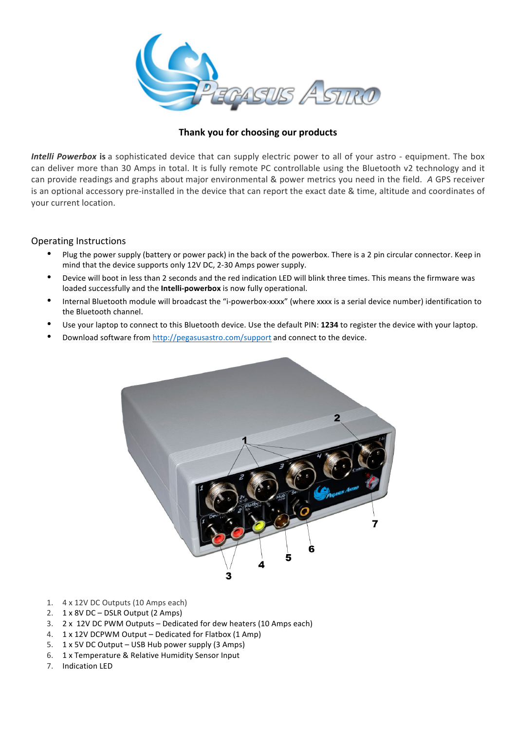**Thank you for choosing our products**

***Intelli Powerbox*** **is** a sophisticated device that can supply electric power to all of your astro - equipment. The box can deliver more than 30 Amps in total. It is fully remote PC controllable using the Bluetooth v2 technology and it can provide readings and graphs about major environmental & power metrics you need in the field. *A* GPS receiver is an optional accessory pre-installed in the device that can report the exact date & time, altitude and coordinates of your current location.

## Operating Instructions

- Plug the power supply (battery or power pack) in the back of the powerbox. There is a 2 pin circular connector. Keep in mind that the device supports only 12V DC, 2-30 Amps power supply.
- Device will boot in less than 2 seconds and the red indication LED will blink three times. This means the firmware was loaded successfully and the **Intelli-powerbox** is now fully operational.
- Internal Bluetooth module will broadcast the "i-powerbox-xxxx" (where xxxx is a serial device number) identification to the Bluetooth channel.
- Use your laptop to connect to this Bluetooth device. Use the default PIN: **1234** to register the device with your laptop.
- Download software from [http://pegasusastro.com/support](http://pegasusastro.com/support) and connect to the device.

1. 4 x 12V DC Outputs (10 Amps each)
2. 1 x 8V DC – DSLR Output (2 Amps)
3. 2 x 12V DC PWM Outputs – Dedicated for dew heaters (10 Amps each)
4. 1 x 12V DCPWM Output – Dedicated for Flatbox (1 Amp)
5. 1 x 5V DC Output – USB Hub power supply (3 Amps)
6. 1 x Temperature & Relative Humidity Sensor Input
7. Indication LED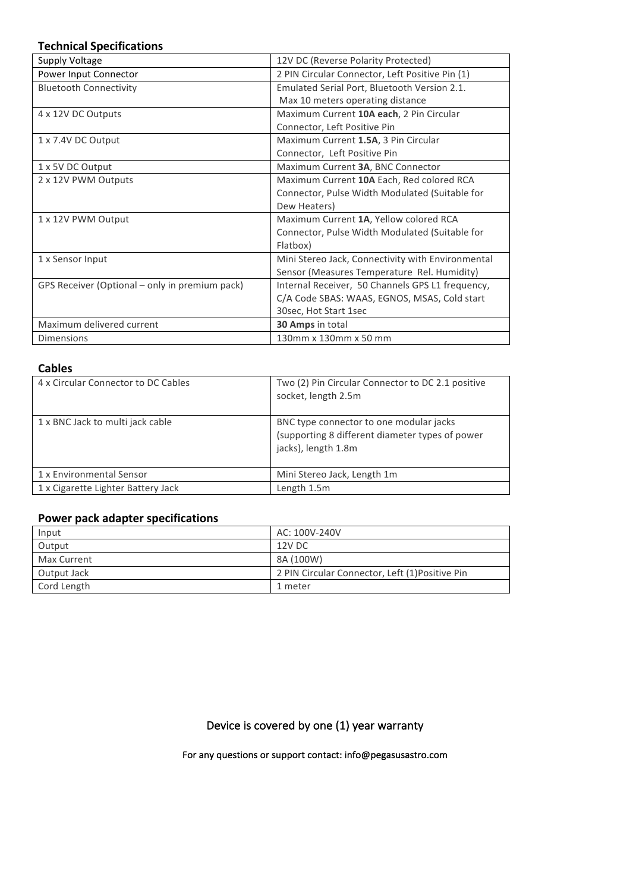## Technical Specifications

| | |
|---|---|
| Supply Voltage | 12V DC (Reverse Polarity Protected) |
| Power Input Connector | 2 PIN Circular Connector, Left Positive Pin (1) |
| Bluetooth Connectivity | Emulated Serial Port, Bluetooth Version 2.1. Max 10 meters operating distance |
| 4 x 12V DC Outputs | Maximum Current **10A each**, 2 Pin Circular Connector, Left Positive Pin |
| 1 x 7.4V DC Output | Maximum Current **1.5A**, 3 Pin Circular Connector, Left Positive Pin |
| 1 x 5V DC Output | Maximum Current **3A**, BNC Connector |
| 2 x 12V PWM Outputs | Maximum Current **10A** Each, Red colored RCA Connector, Pulse Width Modulated (Suitable for Dew Heaters) |
| 1 x 12V PWM Output | Maximum Current **1A**, Yellow colored RCA Connector, Pulse Width Modulated (Suitable for Flatbox) |
| 1 x Sensor Input | Mini Stereo Jack, Connectivity with Environmental Sensor (Measures Temperature Rel. Humidity) |
| GPS Receiver (Optional – only in premium pack) | Internal Receiver, 50 Channels GPS L1 frequency, C/A Code SBAS: WAAS, EGNOS, MSAS, Cold start 30sec, Hot Start 1sec |
| Maximum delivered current | **30 Amps** in total |
| Dimensions | 130mm x 130mm x 50 mm |

## Cables

| | |
|---|---|
| 4 x Circular Connector to DC Cables | Two (2) Pin Circular Connector to DC 2.1 positive socket, length 2.5m |
| 1 x BNC Jack to multi jack cable | BNC type connector to one modular jacks (supporting 8 different diameter types of power jacks), length 1.8m |
| 1 x Environmental Sensor | Mini Stereo Jack, Length 1m |
| 1 x Cigarette Lighter Battery Jack | Length 1.5m |

## Power pack adapter specifications

| | |
|---|---|
| Input | AC: 100V-240V |
| Output | 12V DC |
| Max Current | 8A (100W) |
| Output Jack | 2 PIN Circular Connector, Left (1)Positive Pin |
| Cord Length | 1 meter |

Device is covered by one (1) year warranty

For any questions or support contact: info@pegasusastro.com